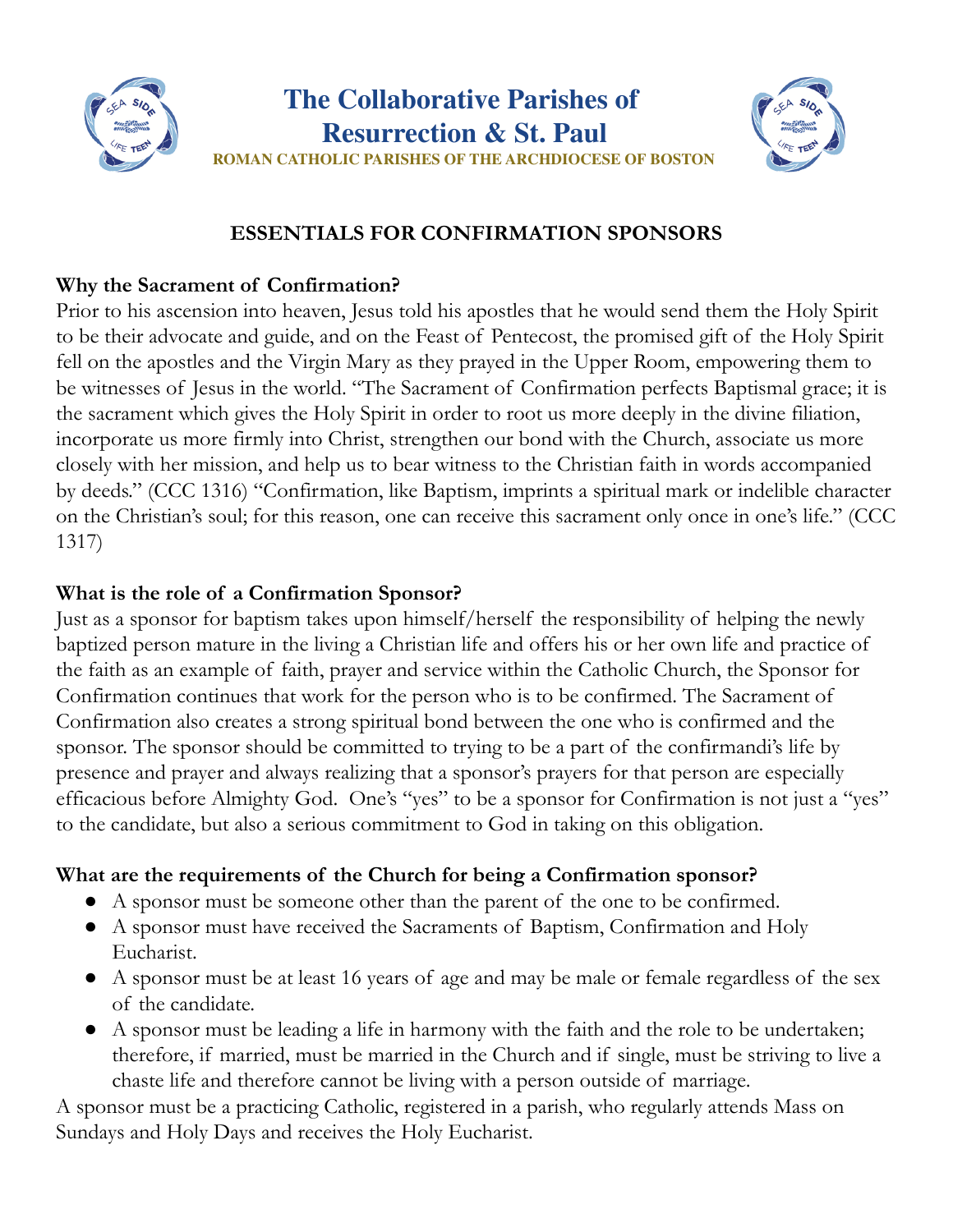# The Collaborative Parishes of Resurrection & St. Paul

ROMAN CATHOLIC PARISHES OF THE ARCHDIOCESE OF BOSTON

## ESSENTIALS FOR CONFIRMATION SPONSORS

### Why the Sacrament of Confirmation?

Prior to his ascension into heaven, Jesus told his apostles that he would send them the Holy Spirit to be their advocate and guide, and on the Feast of Pentecost, the promised gift of the Holy Spirit fell on the apostles and the Virgin Mary as they prayed in the Upper Room, empowering them to be witnesses of Jesus in the world. "The Sacrament of Confirmation perfects Baptismal grace; it is the sacrament which gives the Holy Spirit in order to root us more deeply in the divine filiation, incorporate us more firmly into Christ, strengthen our bond with the Church, associate us more closely with her mission, and help us to bear witness to the Christian faith in words accompanied by deeds." (CCC 1316) "Confirmation, like Baptism, imprints a spiritual mark or indelible character on the Christian's soul; for this reason, one can receive this sacrament only once in one's life." (CCC 1317)

### What is the role of a Confirmation Sponsor?

Just as a sponsor for baptism takes upon himself/herself the responsibility of helping the newly baptized person mature in the living a Christian life and offers his or her own life and practice of the faith as an example of faith, prayer and service within the Catholic Church, the Sponsor for Confirmation continues that work for the person who is to be confirmed. The Sacrament of Confirmation also creates a strong spiritual bond between the one who is confirmed and the sponsor. The sponsor should be committed to trying to be a part of the confirmandi's life by presence and prayer and always realizing that a sponsor's prayers for that person are especially efficacious before Almighty God. One's "yes" to be a sponsor for Confirmation is not just a "yes" to the candidate, but also a serious commitment to God in taking on this obligation.

### What are the requirements of the Church for being a Confirmation sponsor?

- A sponsor must be someone other than the parent of the one to be confirmed.
- A sponsor must have received the Sacraments of Baptism, Confirmation and Holy Eucharist.
- A sponsor must be at least 16 years of age and may be male or female regardless of the sex of the candidate.
- A sponsor must be leading a life in harmony with the faith and the role to be undertaken; therefore, if married, must be married in the Church and if single, must be striving to live a chaste life and therefore cannot be living with a person outside of marriage.

A sponsor must be a practicing Catholic, registered in a parish, who regularly attends Mass on Sundays and Holy Days and receives the Holy Eucharist.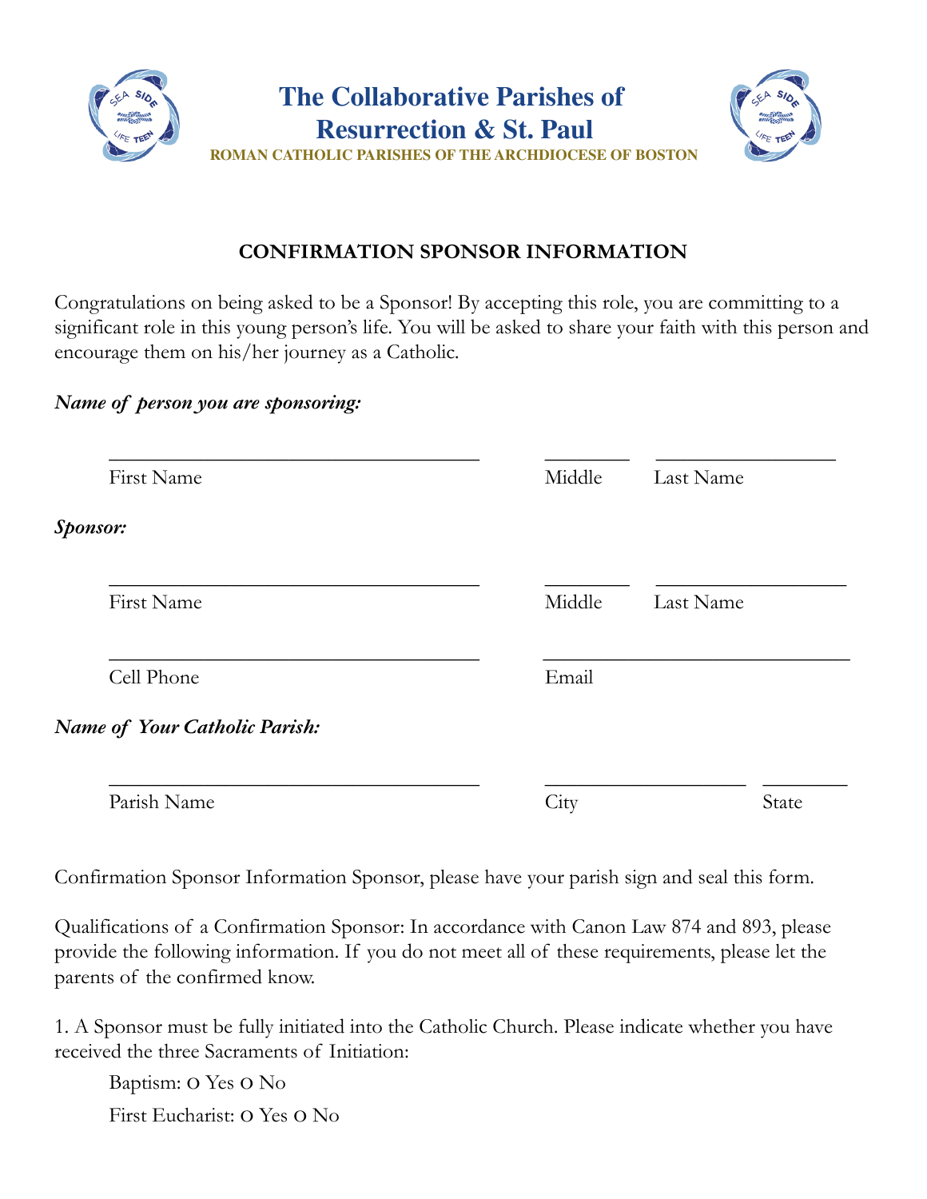# The Collaborative Parishes of Resurrection & St. Paul

ROMAN CATHOLIC PARISHES OF THE ARCHDIOCESE OF BOSTON

## CONFIRMATION SPONSOR INFORMATION

Congratulations on being asked to be a Sponsor! By accepting this role, you are committing to a significant role in this young person's life. You will be asked to share your faith with this person and encourage them on his/her journey as a Catholic.

***Name of person you are sponsoring:***

____________________________________ ________ _________________

First Name Middle Last Name

***Sponsor:***

____________________________________ ________ __________________

First Name Middle Last Name

____________________________________ ______________________________

Cell Phone Email

***Name of Your Catholic Parish:***

____________________________________ ___________________ ________

Parish Name City State

Confirmation Sponsor Information Sponsor, please have your parish sign and seal this form.

Qualifications of a Confirmation Sponsor: In accordance with Canon Law 874 and 893, please provide the following information. If you do not meet all of these requirements, please let the parents of the confirmed know.

1. A Sponsor must be fully initiated into the Catholic Church. Please indicate whether you have received the three Sacraments of Initiation:

Baptism: O Yes O No

First Eucharist: O Yes O No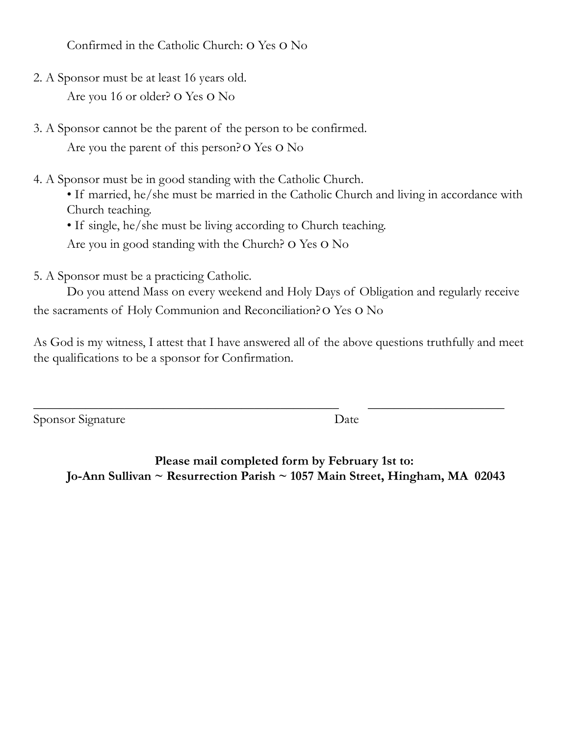Confirmed in the Catholic Church: O Yes O No

2. A Sponsor must be at least 16 years old.

   Are you 16 or older? O Yes O No

3. A Sponsor cannot be the parent of the person to be confirmed.

   Are you the parent of this person? O Yes O No

4. A Sponsor must be in good standing with the Catholic Church.

   • If married, he/she must be married in the Catholic Church and living in accordance with Church teaching.

   • If single, he/she must be living according to Church teaching.

   Are you in good standing with the Church? O Yes O No

5. A Sponsor must be a practicing Catholic.

   Do you attend Mass on every weekend and Holy Days of Obligation and regularly receive the sacraments of Holy Communion and Reconciliation? O Yes O No

As God is my witness, I attest that I have answered all of the above questions truthfully and meet the qualifications to be a sponsor for Confirmation.

_______________________________________________ ______________________

Sponsor Signature Date

**Please mail completed form by February 1st to:**
**Jo-Ann Sullivan ~ Resurrection Parish ~ 1057 Main Street, Hingham, MA 02043**